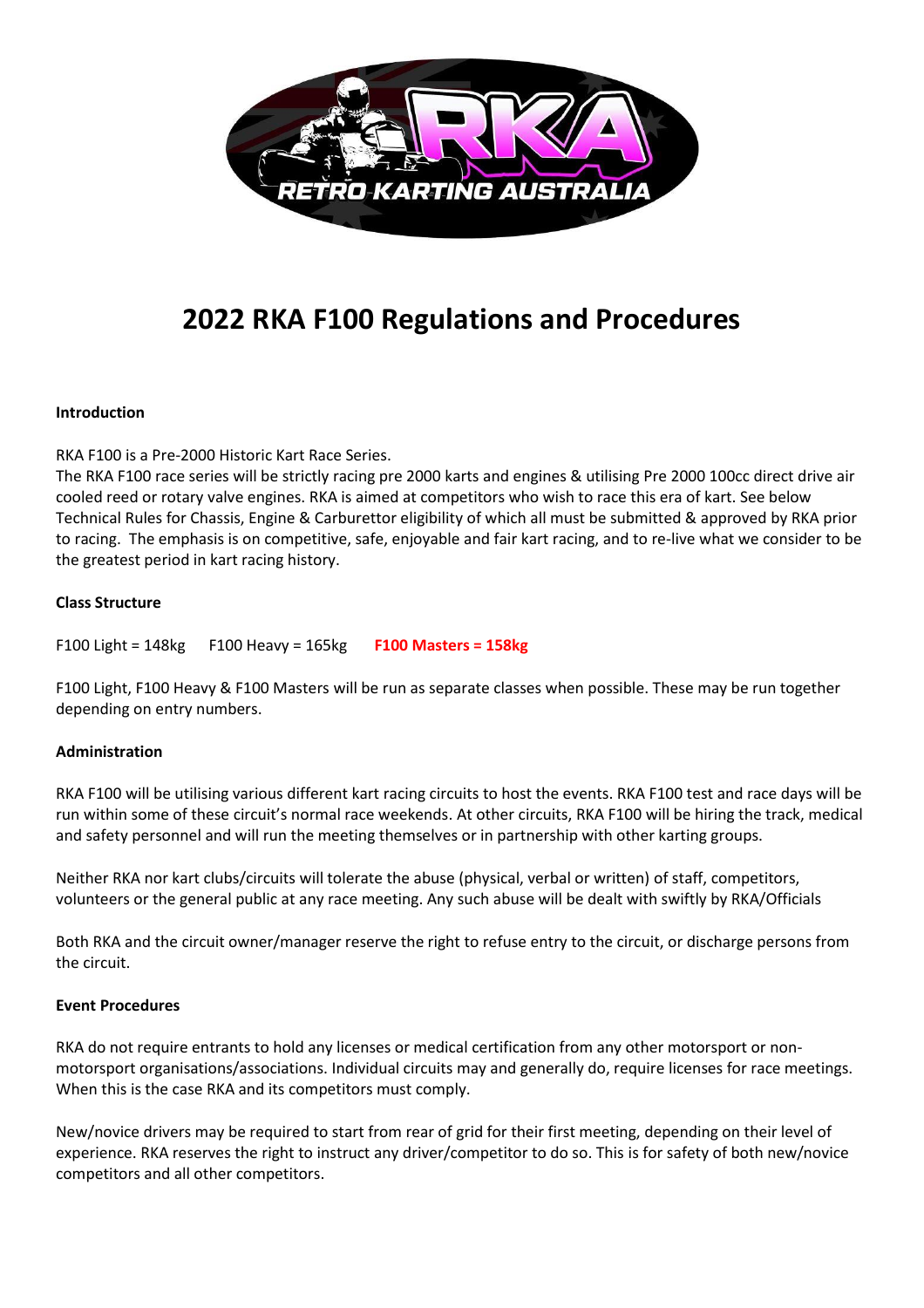# 2022 RKA F100 Regulations and Procedures

**Introduction**

RKA F100 is a Pre-2000 Historic Kart Race Series.
The RKA F100 race series will be strictly racing pre 2000 karts and engines & utilising Pre 2000 100cc direct drive air cooled reed or rotary valve engines. RKA is aimed at competitors who wish to race this era of kart. See below Technical Rules for Chassis, Engine & Carburettor eligibility of which all must be submitted & approved by RKA prior to racing. The emphasis is on competitive, safe, enjoyable and fair kart racing, and to re-live what we consider to be the greatest period in kart racing history.

**Class Structure**

F100 Light = 148kg F100 Heavy = 165kg **F100 Masters = 158kg**

F100 Light, F100 Heavy & F100 Masters will be run as separate classes when possible. These may be run together depending on entry numbers.

**Administration**

RKA F100 will be utilising various different kart racing circuits to host the events. RKA F100 test and race days will be run within some of these circuit's normal race weekends. At other circuits, RKA F100 will be hiring the track, medical and safety personnel and will run the meeting themselves or in partnership with other karting groups.

Neither RKA nor kart clubs/circuits will tolerate the abuse (physical, verbal or written) of staff, competitors, volunteers or the general public at any race meeting. Any such abuse will be dealt with swiftly by RKA/Officials

Both RKA and the circuit owner/manager reserve the right to refuse entry to the circuit, or discharge persons from the circuit.

**Event Procedures**

RKA do not require entrants to hold any licenses or medical certification from any other motorsport or non-motorsport organisations/associations. Individual circuits may and generally do, require licenses for race meetings. When this is the case RKA and its competitors must comply.

New/novice drivers may be required to start from rear of grid for their first meeting, depending on their level of experience. RKA reserves the right to instruct any driver/competitor to do so. This is for safety of both new/novice competitors and all other competitors.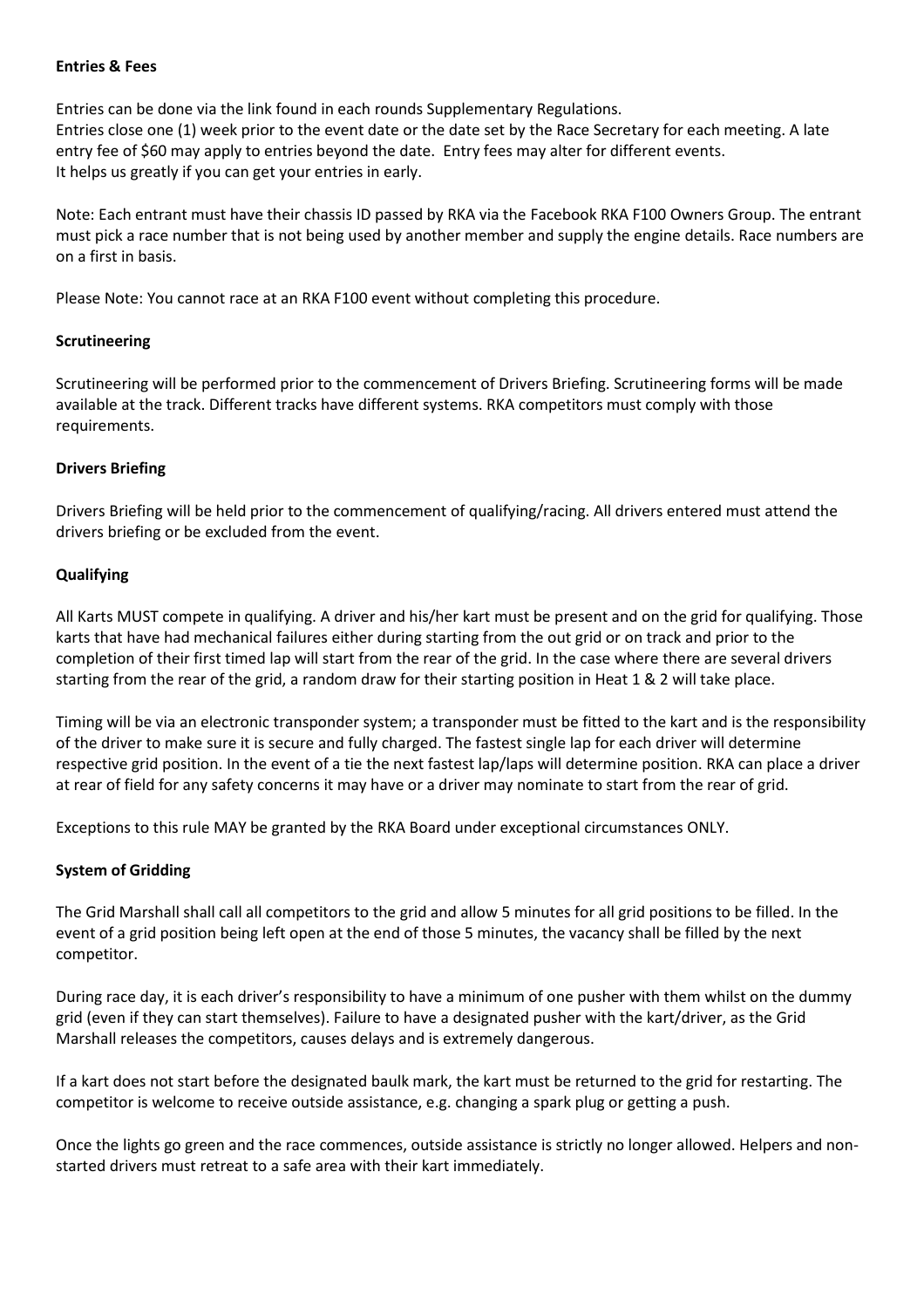**Entries & Fees**

Entries can be done via the link found in each rounds Supplementary Regulations.
Entries close one (1) week prior to the event date or the date set by the Race Secretary for each meeting. A late entry fee of $60 may apply to entries beyond the date. Entry fees may alter for different events.
It helps us greatly if you can get your entries in early.

Note: Each entrant must have their chassis ID passed by RKA via the Facebook RKA F100 Owners Group. The entrant must pick a race number that is not being used by another member and supply the engine details. Race numbers are on a first in basis.

Please Note: You cannot race at an RKA F100 event without completing this procedure.

**Scrutineering**

Scrutineering will be performed prior to the commencement of Drivers Briefing. Scrutineering forms will be made available at the track. Different tracks have different systems. RKA competitors must comply with those requirements.

**Drivers Briefing**

Drivers Briefing will be held prior to the commencement of qualifying/racing. All drivers entered must attend the drivers briefing or be excluded from the event.

**Qualifying**

All Karts MUST compete in qualifying. A driver and his/her kart must be present and on the grid for qualifying. Those karts that have had mechanical failures either during starting from the out grid or on track and prior to the completion of their first timed lap will start from the rear of the grid. In the case where there are several drivers starting from the rear of the grid, a random draw for their starting position in Heat 1 & 2 will take place.

Timing will be via an electronic transponder system; a transponder must be fitted to the kart and is the responsibility of the driver to make sure it is secure and fully charged. The fastest single lap for each driver will determine respective grid position. In the event of a tie the next fastest lap/laps will determine position. RKA can place a driver at rear of field for any safety concerns it may have or a driver may nominate to start from the rear of grid.

Exceptions to this rule MAY be granted by the RKA Board under exceptional circumstances ONLY.

**System of Gridding**

The Grid Marshall shall call all competitors to the grid and allow 5 minutes for all grid positions to be filled. In the event of a grid position being left open at the end of those 5 minutes, the vacancy shall be filled by the next competitor.

During race day, it is each driver's responsibility to have a minimum of one pusher with them whilst on the dummy grid (even if they can start themselves). Failure to have a designated pusher with the kart/driver, as the Grid Marshall releases the competitors, causes delays and is extremely dangerous.

If a kart does not start before the designated baulk mark, the kart must be returned to the grid for restarting. The competitor is welcome to receive outside assistance, e.g. changing a spark plug or getting a push.

Once the lights go green and the race commences, outside assistance is strictly no longer allowed. Helpers and non-started drivers must retreat to a safe area with their kart immediately.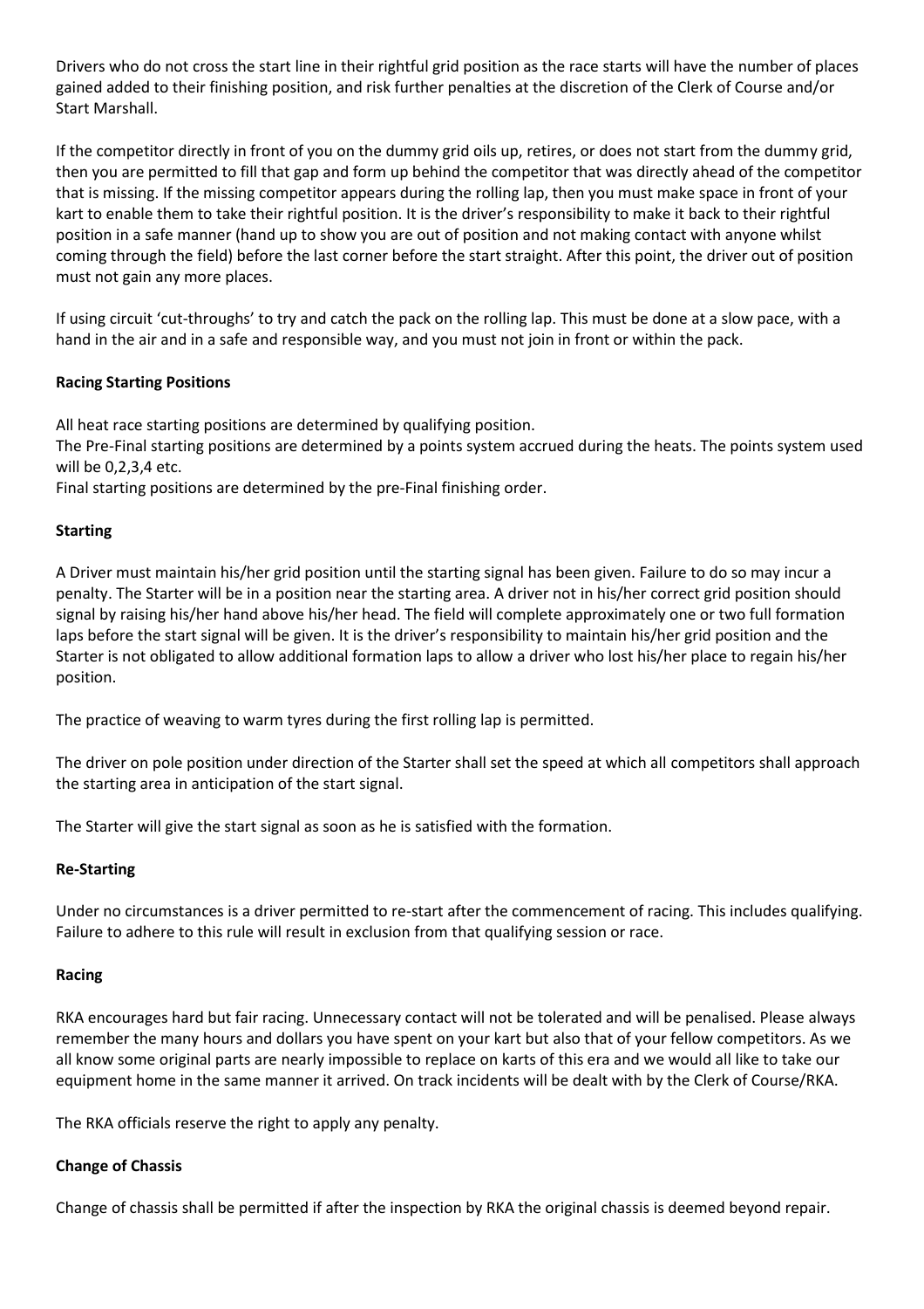Drivers who do not cross the start line in their rightful grid position as the race starts will have the number of places gained added to their finishing position, and risk further penalties at the discretion of the Clerk of Course and/or Start Marshall.

If the competitor directly in front of you on the dummy grid oils up, retires, or does not start from the dummy grid, then you are permitted to fill that gap and form up behind the competitor that was directly ahead of the competitor that is missing. If the missing competitor appears during the rolling lap, then you must make space in front of your kart to enable them to take their rightful position. It is the driver's responsibility to make it back to their rightful position in a safe manner (hand up to show you are out of position and not making contact with anyone whilst coming through the field) before the last corner before the start straight. After this point, the driver out of position must not gain any more places.

If using circuit 'cut-throughs' to try and catch the pack on the rolling lap. This must be done at a slow pace, with a hand in the air and in a safe and responsible way, and you must not join in front or within the pack.

**Racing Starting Positions**

All heat race starting positions are determined by qualifying position.
The Pre-Final starting positions are determined by a points system accrued during the heats. The points system used will be 0,2,3,4 etc.
Final starting positions are determined by the pre-Final finishing order.

**Starting**

A Driver must maintain his/her grid position until the starting signal has been given. Failure to do so may incur a penalty. The Starter will be in a position near the starting area. A driver not in his/her correct grid position should signal by raising his/her hand above his/her head. The field will complete approximately one or two full formation laps before the start signal will be given. It is the driver's responsibility to maintain his/her grid position and the Starter is not obligated to allow additional formation laps to allow a driver who lost his/her place to regain his/her position.

The practice of weaving to warm tyres during the first rolling lap is permitted.

The driver on pole position under direction of the Starter shall set the speed at which all competitors shall approach the starting area in anticipation of the start signal.

The Starter will give the start signal as soon as he is satisfied with the formation.

**Re-Starting**

Under no circumstances is a driver permitted to re-start after the commencement of racing. This includes qualifying. Failure to adhere to this rule will result in exclusion from that qualifying session or race.

**Racing**

RKA encourages hard but fair racing. Unnecessary contact will not be tolerated and will be penalised. Please always remember the many hours and dollars you have spent on your kart but also that of your fellow competitors. As we all know some original parts are nearly impossible to replace on karts of this era and we would all like to take our equipment home in the same manner it arrived. On track incidents will be dealt with by the Clerk of Course/RKA.

The RKA officials reserve the right to apply any penalty.

**Change of Chassis**

Change of chassis shall be permitted if after the inspection by RKA the original chassis is deemed beyond repair.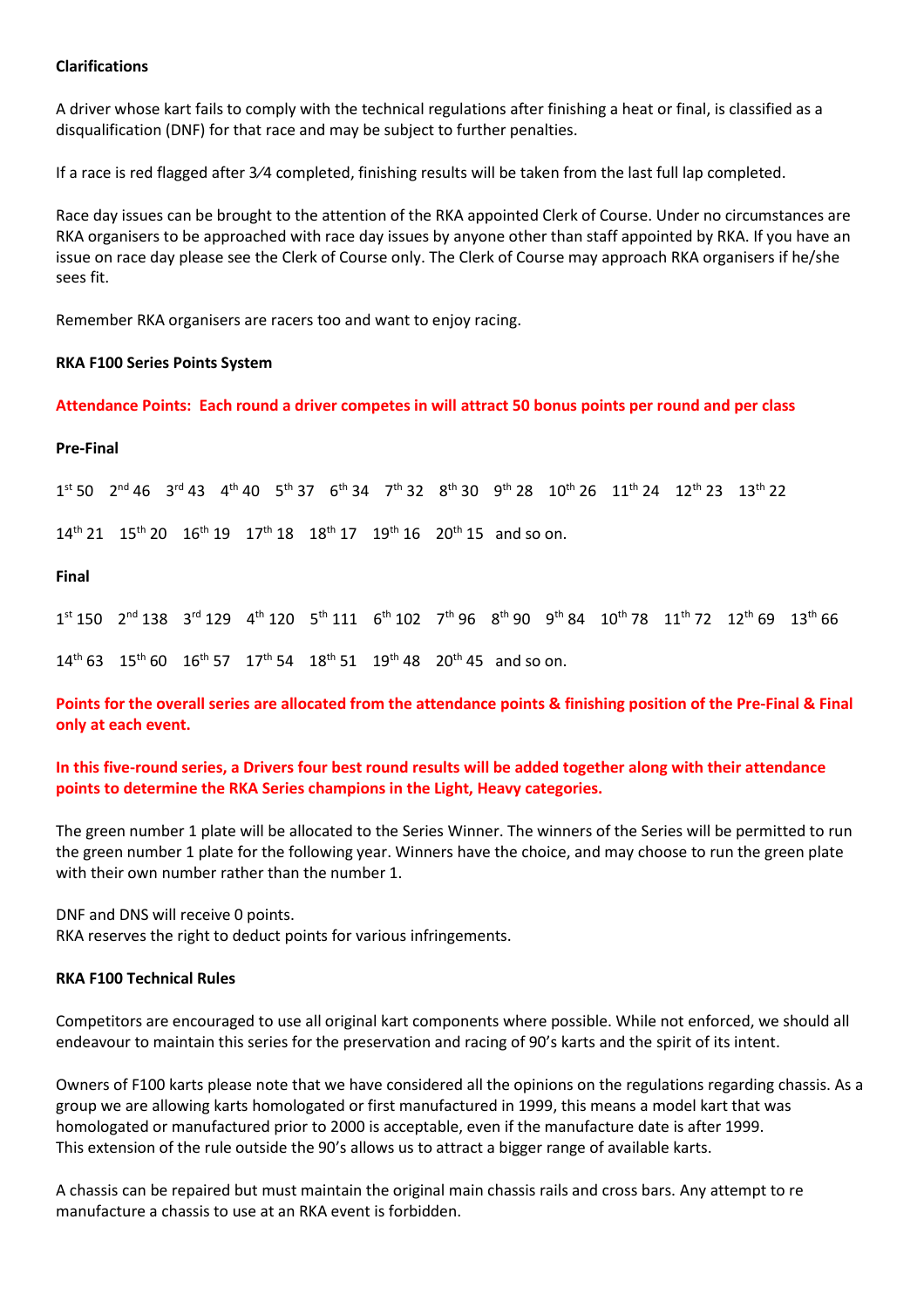**Clarifications**

A driver whose kart fails to comply with the technical regulations after finishing a heat or final, is classified as a disqualification (DNF) for that race and may be subject to further penalties.

If a race is red flagged after 3⁄4 completed, finishing results will be taken from the last full lap completed.

Race day issues can be brought to the attention of the RKA appointed Clerk of Course. Under no circumstances are RKA organisers to be approached with race day issues by anyone other than staff appointed by RKA. If you have an issue on race day please see the Clerk of Course only. The Clerk of Course may approach RKA organisers if he/she sees fit.

Remember RKA organisers are racers too and want to enjoy racing.

**RKA F100 Series Points System**

**Attendance Points: Each round a driver competes in will attract 50 bonus points per round and per class**

**Pre-Final**

1st 50   2nd 46   3rd 43   4th 40   5th 37   6th 34   7th 32   8th 30   9th 28   10th 26   11th 24   12th 23   13th 22

14th 21   15th 20   16th 19   17th 18   18th 17   19th 16   20th 15   and so on.

**Final**

1st 150   2nd 138   3rd 129   4th 120   5th 111   6th 102   7th 96   8th 90   9th 84   10th 78   11th 72   12th 69   13th 66

14th 63   15th 60   16th 57   17th 54   18th 51   19th 48   20th 45   and so on.

**Points for the overall series are allocated from the attendance points & finishing position of the Pre-Final & Final only at each event.**

**In this five-round series, a Drivers four best round results will be added together along with their attendance points to determine the RKA Series champions in the Light, Heavy categories.**

The green number 1 plate will be allocated to the Series Winner. The winners of the Series will be permitted to run the green number 1 plate for the following year. Winners have the choice, and may choose to run the green plate with their own number rather than the number 1.

DNF and DNS will receive 0 points.
RKA reserves the right to deduct points for various infringements.

**RKA F100 Technical Rules**

Competitors are encouraged to use all original kart components where possible. While not enforced, we should all endeavour to maintain this series for the preservation and racing of 90's karts and the spirit of its intent.

Owners of F100 karts please note that we have considered all the opinions on the regulations regarding chassis. As a group we are allowing karts homologated or first manufactured in 1999, this means a model kart that was homologated or manufactured prior to 2000 is acceptable, even if the manufacture date is after 1999.
This extension of the rule outside the 90's allows us to attract a bigger range of available karts.

A chassis can be repaired but must maintain the original main chassis rails and cross bars. Any attempt to re manufacture a chassis to use at an RKA event is forbidden.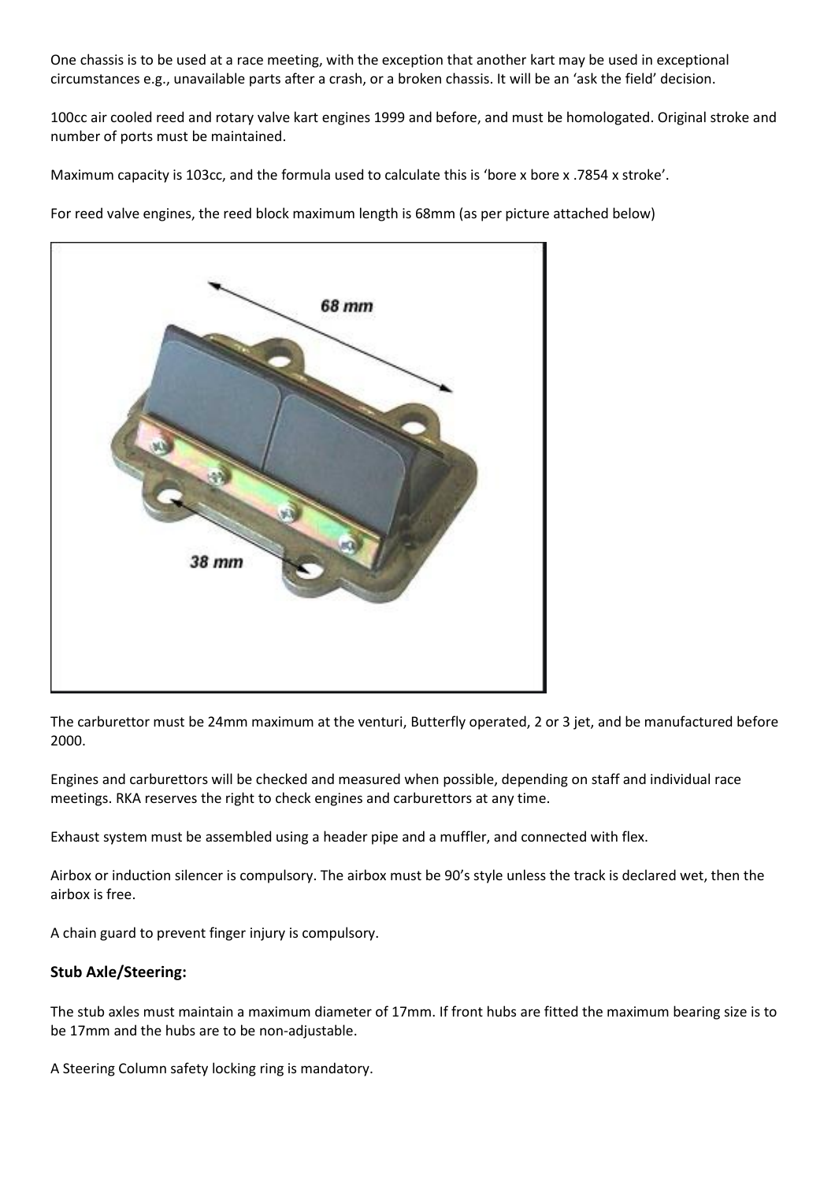One chassis is to be used at a race meeting, with the exception that another kart may be used in exceptional circumstances e.g., unavailable parts after a crash, or a broken chassis. It will be an 'ask the field' decision.

100cc air cooled reed and rotary valve kart engines 1999 and before, and must be homologated. Original stroke and number of ports must be maintained.

Maximum capacity is 103cc, and the formula used to calculate this is 'bore x bore x .7854 x stroke'.

For reed valve engines, the reed block maximum length is 68mm (as per picture attached below)

The carburettor must be 24mm maximum at the venturi, Butterfly operated, 2 or 3 jet, and be manufactured before 2000.

Engines and carburettors will be checked and measured when possible, depending on staff and individual race meetings. RKA reserves the right to check engines and carburettors at any time.

Exhaust system must be assembled using a header pipe and a muffler, and connected with flex.

Airbox or induction silencer is compulsory. The airbox must be 90's style unless the track is declared wet, then the airbox is free.

A chain guard to prevent finger injury is compulsory.

### Stub Axle/Steering:

The stub axles must maintain a maximum diameter of 17mm. If front hubs are fitted the maximum bearing size is to be 17mm and the hubs are to be non-adjustable.

A Steering Column safety locking ring is mandatory.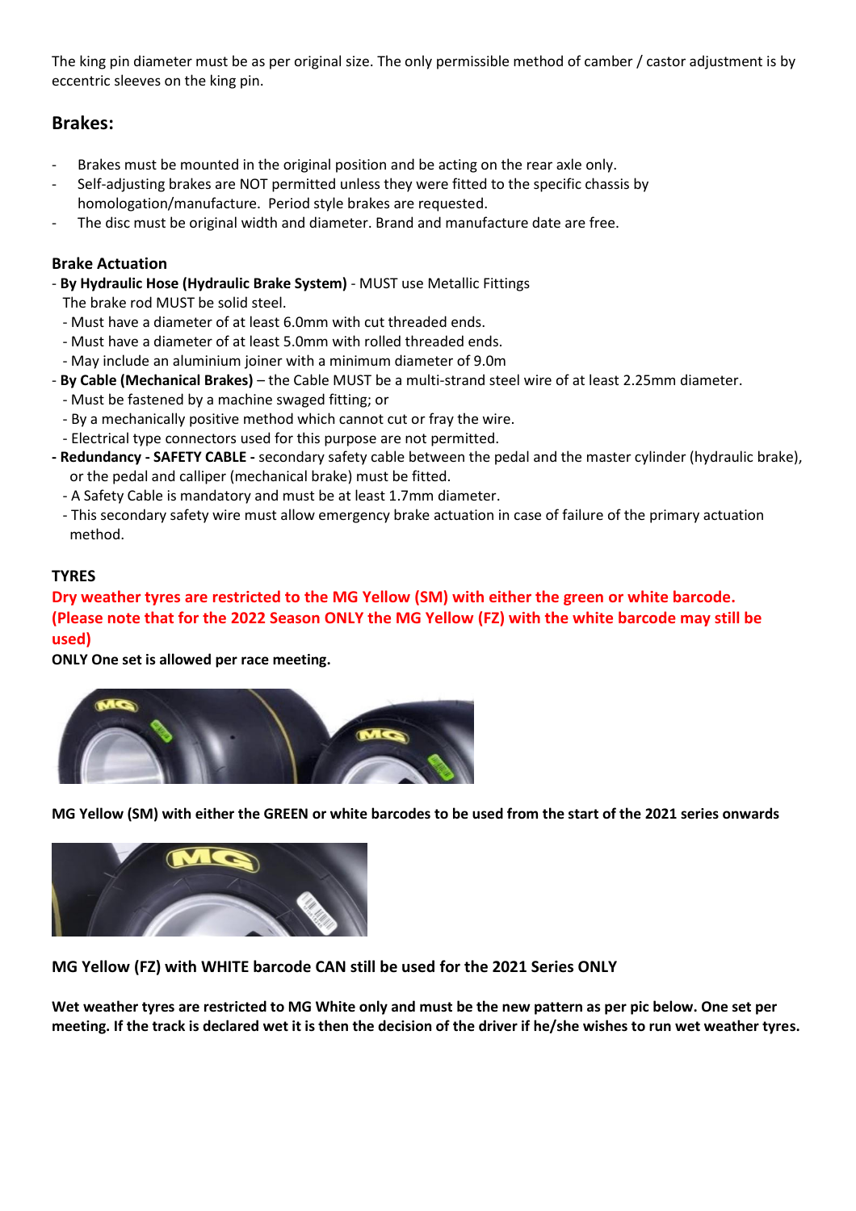The king pin diameter must be as per original size. The only permissible method of camber / castor adjustment is by eccentric sleeves on the king pin.

## Brakes:

- Brakes must be mounted in the original position and be acting on the rear axle only.
- Self-adjusting brakes are NOT permitted unless they were fitted to the specific chassis by homologation/manufacture. Period style brakes are requested.
- The disc must be original width and diameter. Brand and manufacture date are free.

### Brake Actuation

- **By Hydraulic Hose (Hydraulic Brake System)** - MUST use Metallic Fittings
  The brake rod MUST be solid steel.
  - Must have a diameter of at least 6.0mm with cut threaded ends.
  - Must have a diameter of at least 5.0mm with rolled threaded ends.
  - May include an aluminium joiner with a minimum diameter of 9.0m
- **By Cable (Mechanical Brakes)** – the Cable MUST be a multi-strand steel wire of at least 2.25mm diameter.
  - Must be fastened by a machine swaged fitting; or
  - By a mechanically positive method which cannot cut or fray the wire.
  - Electrical type connectors used for this purpose are not permitted.
- **Redundancy - SAFETY CABLE -** secondary safety cable between the pedal and the master cylinder (hydraulic brake), or the pedal and calliper (mechanical brake) must be fitted.
  - A Safety Cable is mandatory and must be at least 1.7mm diameter.
  - This secondary safety wire must allow emergency brake actuation in case of failure of the primary actuation method.

### TYRES

**Dry weather tyres are restricted to the MG Yellow (SM) with either the green or white barcode. (Please note that for the 2022 Season ONLY the MG Yellow (FZ) with the white barcode may still be used)**

**ONLY One set is allowed per race meeting.**

**MG Yellow (SM) with either the GREEN or white barcodes to be used from the start of the 2021 series onwards**

**MG Yellow (FZ) with WHITE barcode CAN still be used for the 2021 Series ONLY**

**Wet weather tyres are restricted to MG White only and must be the new pattern as per pic below. One set per meeting. If the track is declared wet it is then the decision of the driver if he/she wishes to run wet weather tyres.**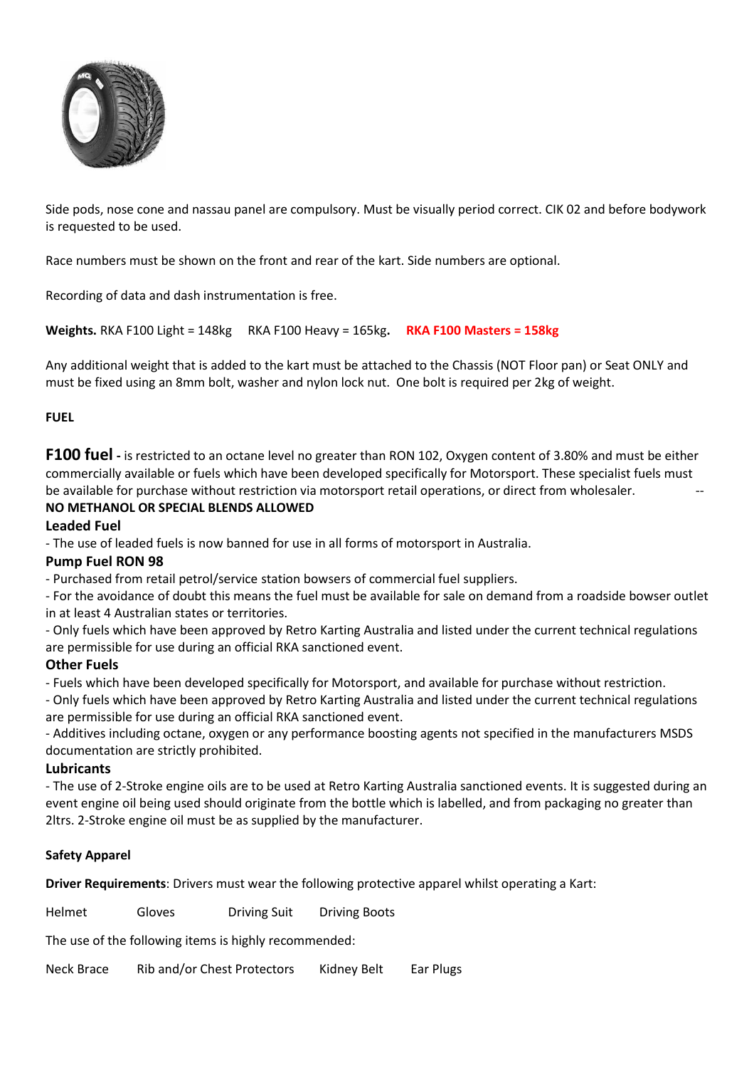Side pods, nose cone and nassau panel are compulsory. Must be visually period correct. CIK 02 and before bodywork is requested to be used.

Race numbers must be shown on the front and rear of the kart. Side numbers are optional.

Recording of data and dash instrumentation is free.

**Weights.** RKA F100 Light = 148kg RKA F100 Heavy = 165kg**.** **RKA F100 Masters = 158kg**

Any additional weight that is added to the kart must be attached to the Chassis (NOT Floor pan) or Seat ONLY and must be fixed using an 8mm bolt, washer and nylon lock nut. One bolt is required per 2kg of weight.

**FUEL**

**F100 fuel -** is restricted to an octane level no greater than RON 102, Oxygen content of 3.80% and must be either commercially available or fuels which have been developed specifically for Motorsport. These specialist fuels must be available for purchase without restriction via motorsport retail operations, or direct from wholesaler. --

**NO METHANOL OR SPECIAL BLENDS ALLOWED**

**Leaded Fuel**

- The use of leaded fuels is now banned for use in all forms of motorsport in Australia.

**Pump Fuel RON 98**

- Purchased from retail petrol/service station bowsers of commercial fuel suppliers.
- For the avoidance of doubt this means the fuel must be available for sale on demand from a roadside bowser outlet in at least 4 Australian states or territories.
- Only fuels which have been approved by Retro Karting Australia and listed under the current technical regulations are permissible for use during an official RKA sanctioned event.

**Other Fuels**

- Fuels which have been developed specifically for Motorsport, and available for purchase without restriction.
- Only fuels which have been approved by Retro Karting Australia and listed under the current technical regulations are permissible for use during an official RKA sanctioned event.
- Additives including octane, oxygen or any performance boosting agents not specified in the manufacturers MSDS documentation are strictly prohibited.

**Lubricants**

- The use of 2-Stroke engine oils are to be used at Retro Karting Australia sanctioned events. It is suggested during an event engine oil being used should originate from the bottle which is labelled, and from packaging no greater than 2ltrs. 2-Stroke engine oil must be as supplied by the manufacturer.

**Safety Apparel**

**Driver Requirements**: Drivers must wear the following protective apparel whilst operating a Kart:

Helmet Gloves Driving Suit Driving Boots

The use of the following items is highly recommended:

Neck Brace Rib and/or Chest Protectors Kidney Belt Ear Plugs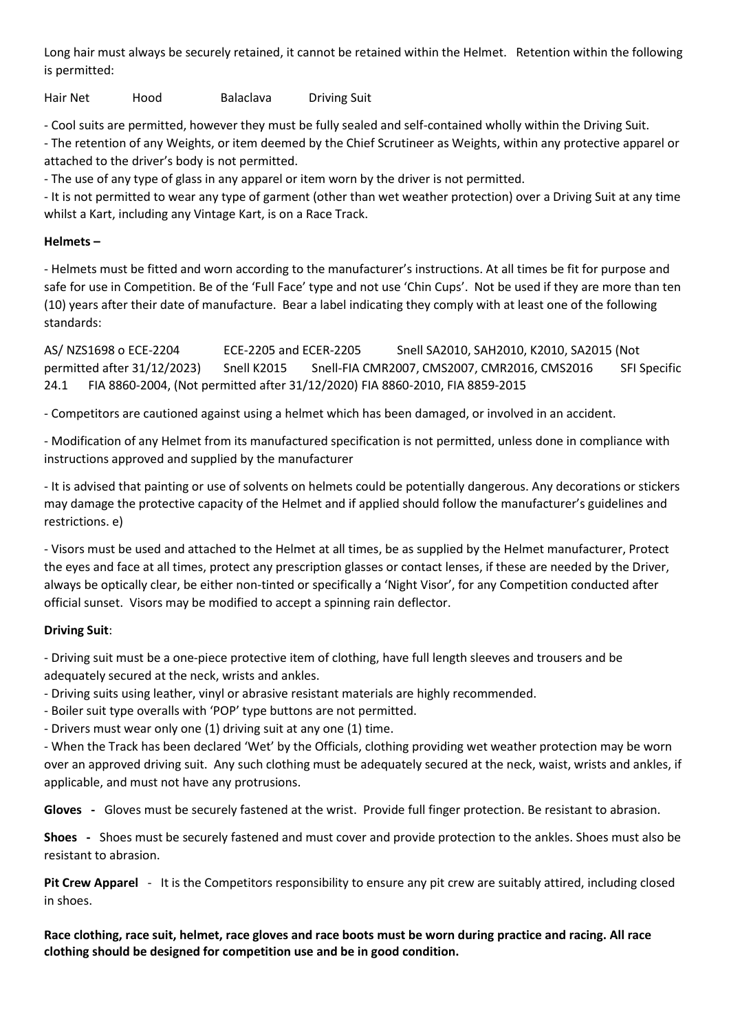Long hair must always be securely retained, it cannot be retained within the Helmet. Retention within the following is permitted:

Hair Net Hood Balaclava Driving Suit

- Cool suits are permitted, however they must be fully sealed and self-contained wholly within the Driving Suit.
- The retention of any Weights, or item deemed by the Chief Scrutineer as Weights, within any protective apparel or attached to the driver's body is not permitted.
- The use of any type of glass in any apparel or item worn by the driver is not permitted.
- It is not permitted to wear any type of garment (other than wet weather protection) over a Driving Suit at any time whilst a Kart, including any Vintage Kart, is on a Race Track.

**Helmets –**

- Helmets must be fitted and worn according to the manufacturer's instructions. At all times be fit for purpose and safe for use in Competition. Be of the 'Full Face' type and not use 'Chin Cups'. Not be used if they are more than ten (10) years after their date of manufacture. Bear a label indicating they comply with at least one of the following standards:

AS/ NZS1698 o ECE-2204 ECE-2205 and ECER-2205 Snell SA2010, SAH2010, K2010, SA2015 (Not permitted after 31/12/2023) Snell K2015 Snell-FIA CMR2007, CMS2007, CMR2016, CMS2016 SFI Specific 24.1 FIA 8860-2004, (Not permitted after 31/12/2020) FIA 8860-2010, FIA 8859-2015

- Competitors are cautioned against using a helmet which has been damaged, or involved in an accident.

- Modification of any Helmet from its manufactured specification is not permitted, unless done in compliance with instructions approved and supplied by the manufacturer

- It is advised that painting or use of solvents on helmets could be potentially dangerous. Any decorations or stickers may damage the protective capacity of the Helmet and if applied should follow the manufacturer's guidelines and restrictions. e)

- Visors must be used and attached to the Helmet at all times, be as supplied by the Helmet manufacturer, Protect the eyes and face at all times, protect any prescription glasses or contact lenses, if these are needed by the Driver, always be optically clear, be either non-tinted or specifically a 'Night Visor', for any Competition conducted after official sunset. Visors may be modified to accept a spinning rain deflector.

**Driving Suit**:

- Driving suit must be a one-piece protective item of clothing, have full length sleeves and trousers and be adequately secured at the neck, wrists and ankles.
- Driving suits using leather, vinyl or abrasive resistant materials are highly recommended.
- Boiler suit type overalls with 'POP' type buttons are not permitted.
- Drivers must wear only one (1) driving suit at any one (1) time.
- When the Track has been declared 'Wet' by the Officials, clothing providing wet weather protection may be worn over an approved driving suit. Any such clothing must be adequately secured at the neck, waist, wrists and ankles, if applicable, and must not have any protrusions.

**Gloves -** Gloves must be securely fastened at the wrist. Provide full finger protection. Be resistant to abrasion.

**Shoes -** Shoes must be securely fastened and must cover and provide protection to the ankles. Shoes must also be resistant to abrasion.

**Pit Crew Apparel** - It is the Competitors responsibility to ensure any pit crew are suitably attired, including closed in shoes.

**Race clothing, race suit, helmet, race gloves and race boots must be worn during practice and racing. All race clothing should be designed for competition use and be in good condition.**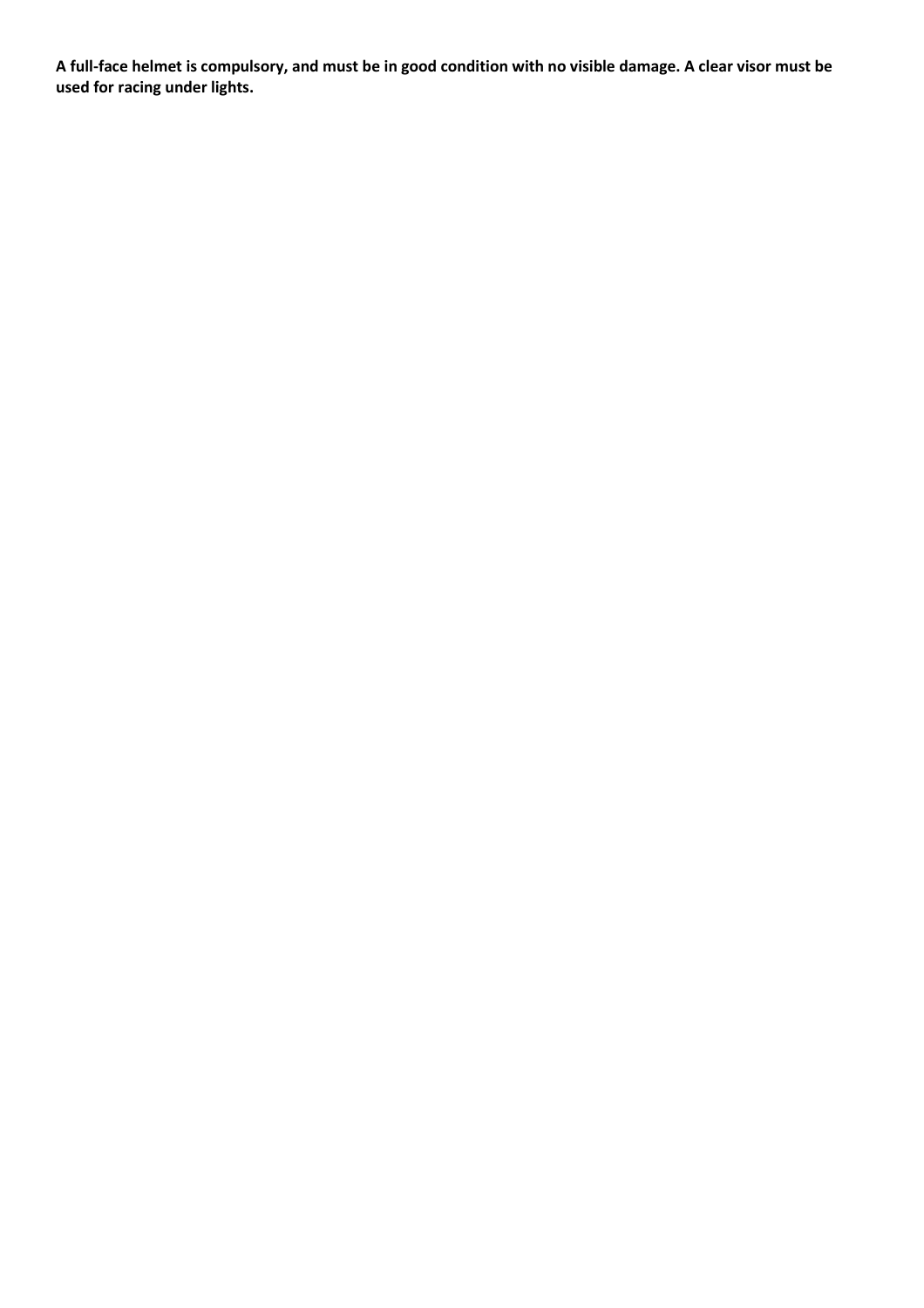**A full-face helmet is compulsory, and must be in good condition with no visible damage. A clear visor must be used for racing under lights.**